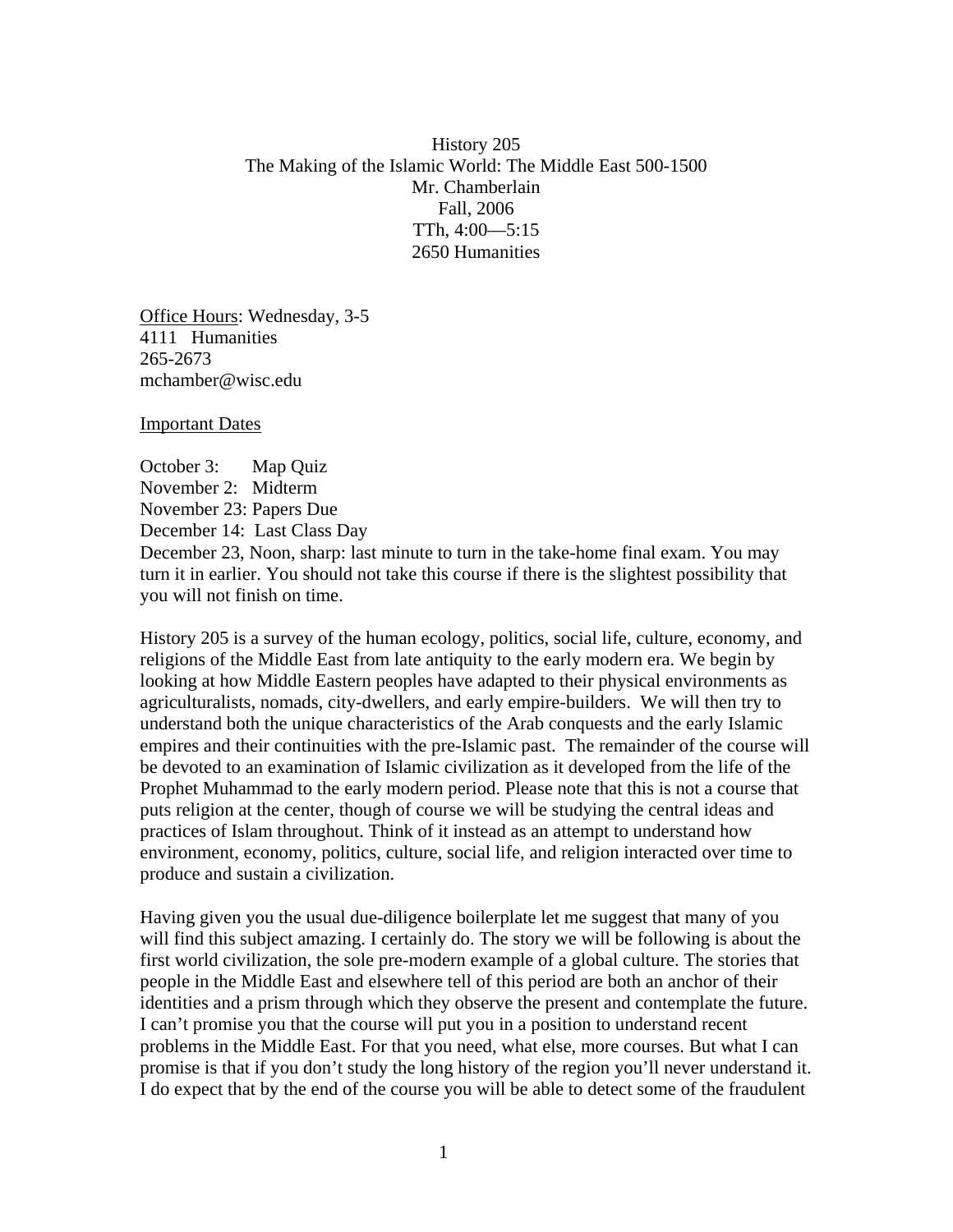History 205
The Making of the Islamic World: The Middle East 500-1500
Mr. Chamberlain
Fall, 2006
TTh, 4:00—5:15
2650 Humanities

<u>Office Hours</u>: Wednesday, 3-5
4111 Humanities
265-2673
mchamber@wisc.edu

<u>Important Dates</u>

October 3: Map Quiz
November 2: Midterm
November 23: Papers Due
December 14: Last Class Day
December 23, Noon, sharp: last minute to turn in the take-home final exam. You may turn it in earlier. You should not take this course if there is the slightest possibility that you will not finish on time.

History 205 is a survey of the human ecology, politics, social life, culture, economy, and religions of the Middle East from late antiquity to the early modern era. We begin by looking at how Middle Eastern peoples have adapted to their physical environments as agriculturalists, nomads, city-dwellers, and early empire-builders. We will then try to understand both the unique characteristics of the Arab conquests and the early Islamic empires and their continuities with the pre-Islamic past. The remainder of the course will be devoted to an examination of Islamic civilization as it developed from the life of the Prophet Muhammad to the early modern period. Please note that this is not a course that puts religion at the center, though of course we will be studying the central ideas and practices of Islam throughout. Think of it instead as an attempt to understand how environment, economy, politics, culture, social life, and religion interacted over time to produce and sustain a civilization.

Having given you the usual due-diligence boilerplate let me suggest that many of you will find this subject amazing. I certainly do. The story we will be following is about the first world civilization, the sole pre-modern example of a global culture. The stories that people in the Middle East and elsewhere tell of this period are both an anchor of their identities and a prism through which they observe the present and contemplate the future. I can't promise you that the course will put you in a position to understand recent problems in the Middle East. For that you need, what else, more courses. But what I can promise is that if you don't study the long history of the region you'll never understand it. I do expect that by the end of the course you will be able to detect some of the fraudulent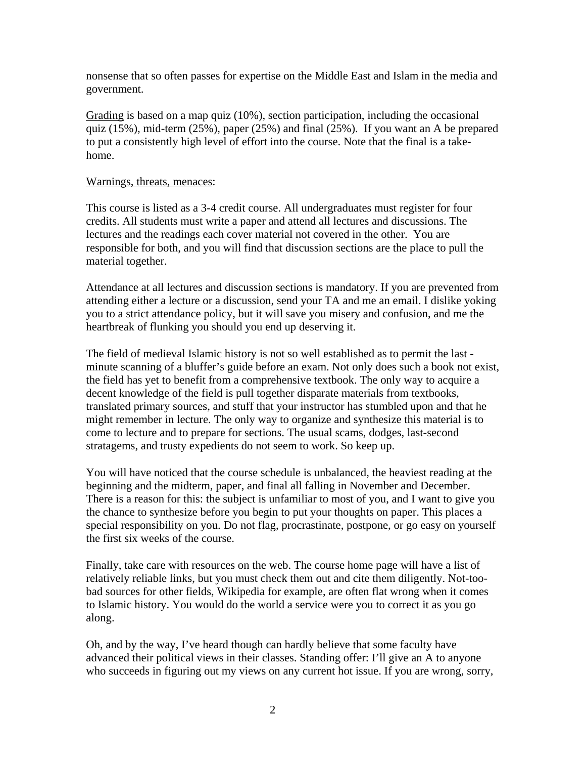nonsense that so often passes for expertise on the Middle East and Islam in the media and government.

<u>Grading</u> is based on a map quiz (10%), section participation, including the occasional quiz (15%), mid-term (25%), paper (25%) and final (25%). If you want an A be prepared to put a consistently high level of effort into the course. Note that the final is a take-home.

<u>Warnings, threats, menaces</u>:

This course is listed as a 3-4 credit course. All undergraduates must register for four credits. All students must write a paper and attend all lectures and discussions. The lectures and the readings each cover material not covered in the other. You are responsible for both, and you will find that discussion sections are the place to pull the material together.

Attendance at all lectures and discussion sections is mandatory. If you are prevented from attending either a lecture or a discussion, send your TA and me an email. I dislike yoking you to a strict attendance policy, but it will save you misery and confusion, and me the heartbreak of flunking you should you end up deserving it.

The field of medieval Islamic history is not so well established as to permit the last - minute scanning of a bluffer's guide before an exam. Not only does such a book not exist, the field has yet to benefit from a comprehensive textbook. The only way to acquire a decent knowledge of the field is pull together disparate materials from textbooks, translated primary sources, and stuff that your instructor has stumbled upon and that he might remember in lecture. The only way to organize and synthesize this material is to come to lecture and to prepare for sections. The usual scams, dodges, last-second stratagems, and trusty expedients do not seem to work. So keep up.

You will have noticed that the course schedule is unbalanced, the heaviest reading at the beginning and the midterm, paper, and final all falling in November and December. There is a reason for this: the subject is unfamiliar to most of you, and I want to give you the chance to synthesize before you begin to put your thoughts on paper. This places a special responsibility on you. Do not flag, procrastinate, postpone, or go easy on yourself the first six weeks of the course.

Finally, take care with resources on the web. The course home page will have a list of relatively reliable links, but you must check them out and cite them diligently. Not-too-bad sources for other fields, Wikipedia for example, are often flat wrong when it comes to Islamic history. You would do the world a service were you to correct it as you go along.

Oh, and by the way, I've heard though can hardly believe that some faculty have advanced their political views in their classes. Standing offer: I'll give an A to anyone who succeeds in figuring out my views on any current hot issue. If you are wrong, sorry,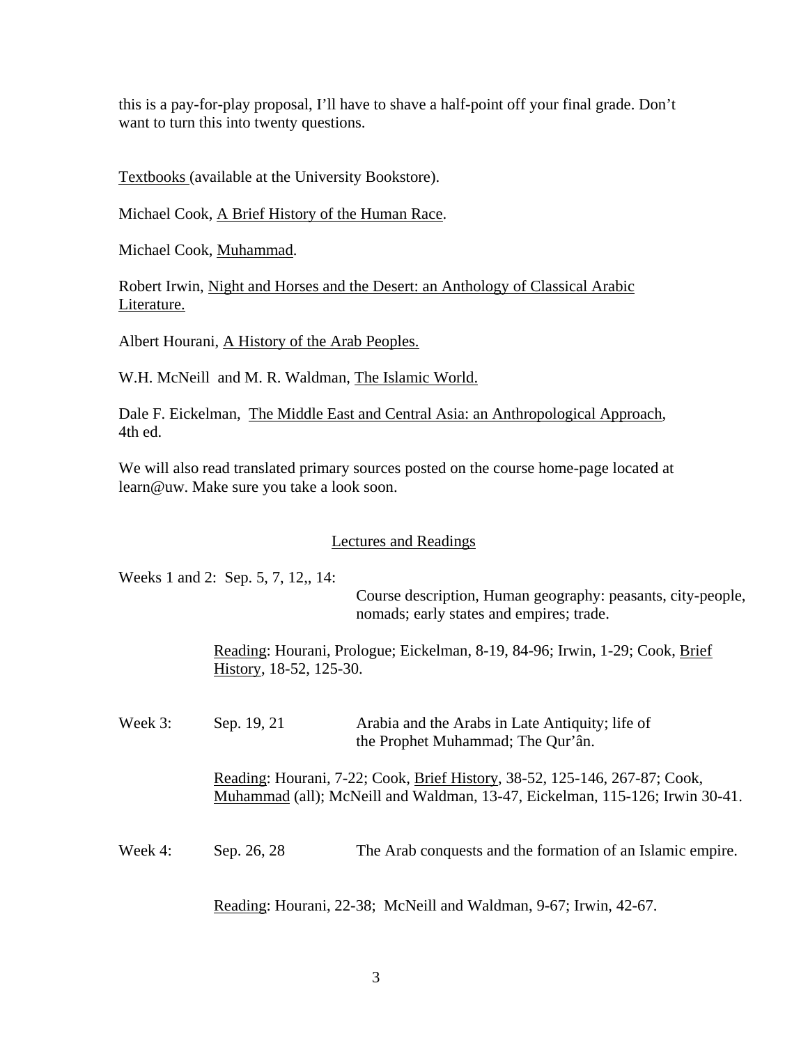this is a pay-for-play proposal, I'll have to shave a half-point off your final grade. Don't want to turn this into twenty questions.

Textbooks (available at the University Bookstore).

Michael Cook, A Brief History of the Human Race.

Michael Cook, Muhammad.

Robert Irwin, Night and Horses and the Desert: an Anthology of Classical Arabic Literature.

Albert Hourani, A History of the Arab Peoples.

W.H. McNeill and M. R. Waldman, The Islamic World.

Dale F. Eickelman, The Middle East and Central Asia: an Anthropological Approach, 4th ed.

We will also read translated primary sources posted on the course home-page located at learn@uw. Make sure you take a look soon.

## Lectures and Readings

Weeks 1 and 2: Sep. 5, 7, 12,, 14:

Course description, Human geography: peasants, city-people, nomads; early states and empires; trade.

Reading: Hourani, Prologue; Eickelman, 8-19, 84-96; Irwin, 1-29; Cook, Brief History, 18-52, 125-30.

Week 3: Sep. 19, 21 — Arabia and the Arabs in Late Antiquity; life of the Prophet Muhammad; The Qur'ân.

Reading: Hourani, 7-22; Cook, Brief History, 38-52, 125-146, 267-87; Cook, Muhammad (all); McNeill and Waldman, 13-47, Eickelman, 115-126; Irwin 30-41.

Week 4: Sep. 26, 28 — The Arab conquests and the formation of an Islamic empire.

Reading: Hourani, 22-38; McNeill and Waldman, 9-67; Irwin, 42-67.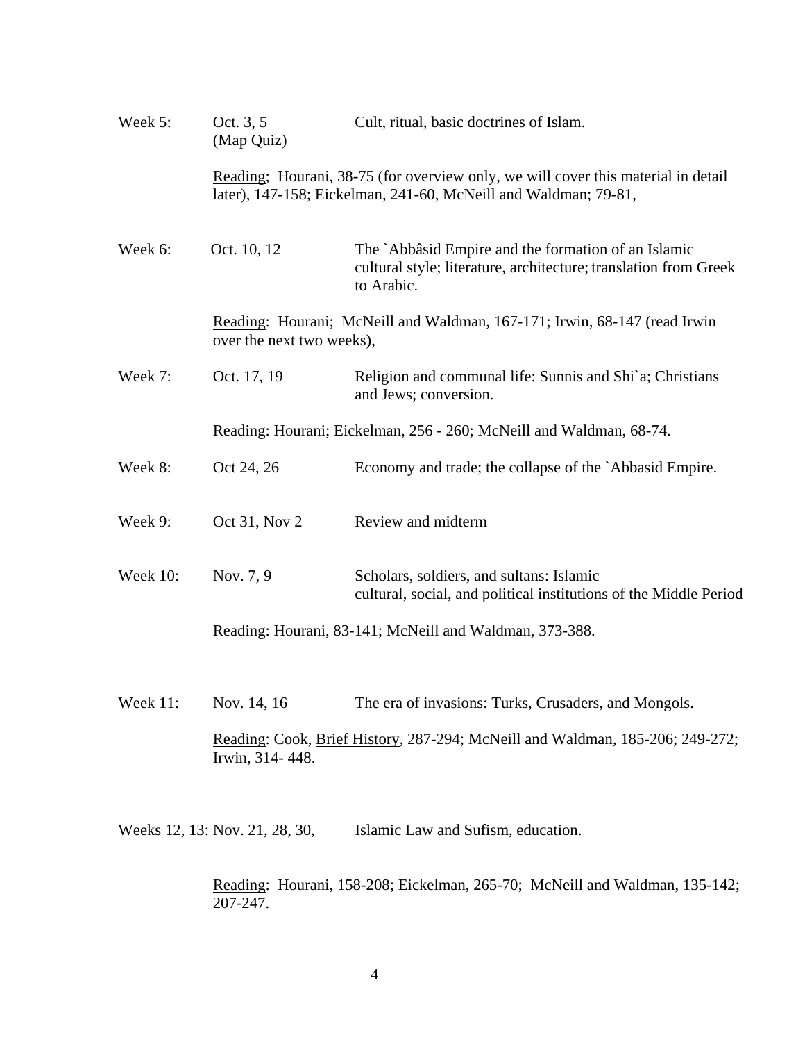Week 5: Oct. 3, 5 (Map Quiz) — Cult, ritual, basic doctrines of Islam.

Reading; Hourani, 38-75 (for overview only, we will cover this material in detail later), 147-158; Eickelman, 241-60, McNeill and Waldman; 79-81,

Week 6: Oct. 10, 12 — The `Abbâsid Empire and the formation of an Islamic cultural style; literature, architecture; translation from Greek to Arabic.

Reading: Hourani; McNeill and Waldman, 167-171; Irwin, 68-147 (read Irwin over the next two weeks),

Week 7: Oct. 17, 19 — Religion and communal life: Sunnis and Shi`a; Christians and Jews; conversion.

Reading: Hourani; Eickelman, 256 - 260; McNeill and Waldman, 68-74.

Week 8: Oct 24, 26 — Economy and trade; the collapse of the `Abbasid Empire.

Week 9: Oct 31, Nov 2 — Review and midterm

Week 10: Nov. 7, 9 — Scholars, soldiers, and sultans: Islamic cultural, social, and political institutions of the Middle Period

Reading: Hourani, 83-141; McNeill and Waldman, 373-388.

Week 11: Nov. 14, 16 — The era of invasions: Turks, Crusaders, and Mongols.

Reading: Cook, Brief History, 287-294; McNeill and Waldman, 185-206; 249-272; Irwin, 314- 448.

Weeks 12, 13: Nov. 21, 28, 30, — Islamic Law and Sufism, education.

Reading: Hourani, 158-208; Eickelman, 265-70; McNeill and Waldman, 135-142; 207-247.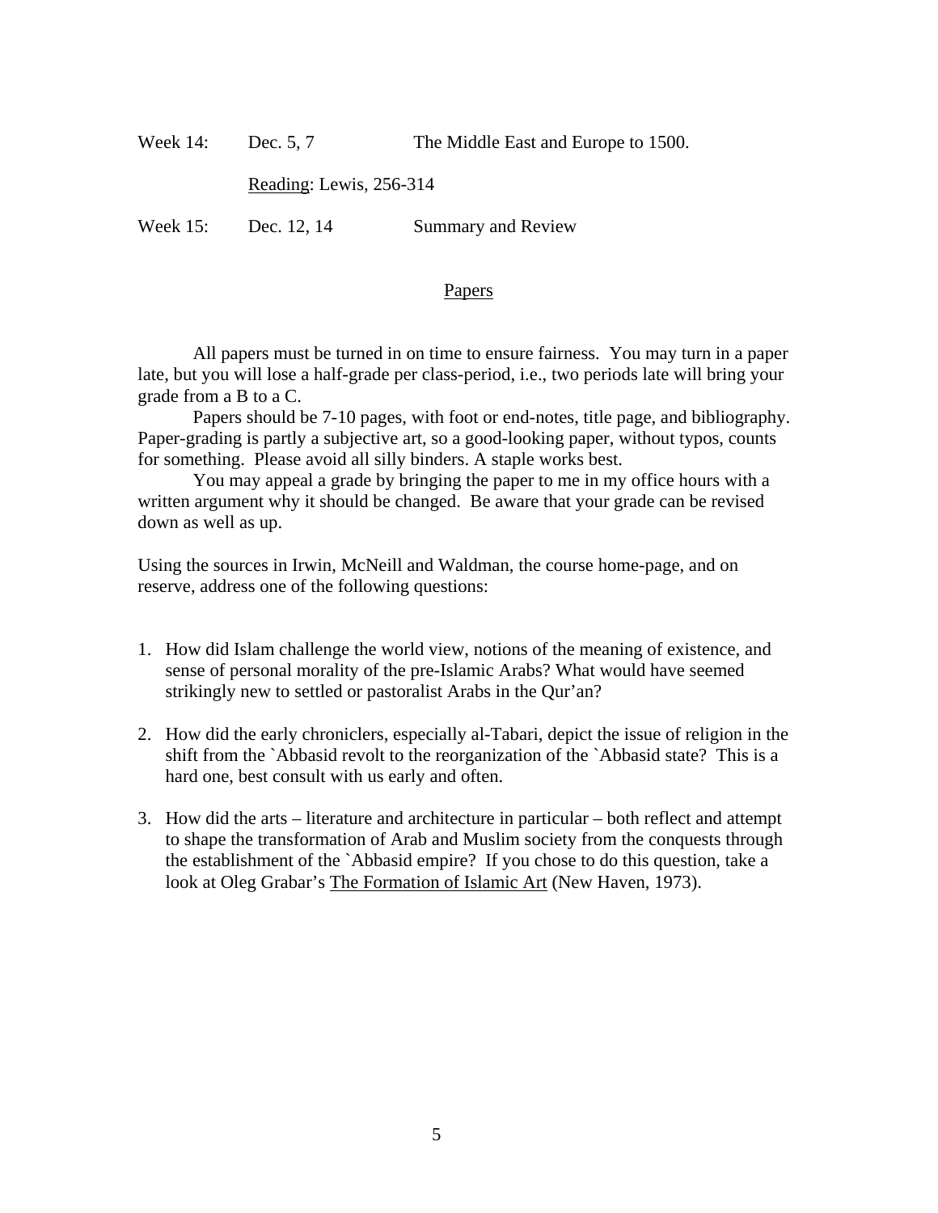| | | |
|---|---|---|
| Week 14: | Dec. 5, 7 | The Middle East and Europe to 1500. |
| | Reading: Lewis, 256-314 | |
| Week 15: | Dec. 12, 14 | Summary and Review |

## Papers

All papers must be turned in on time to ensure fairness. You may turn in a paper late, but you will lose a half-grade per class-period, i.e., two periods late will bring your grade from a B to a C.

Papers should be 7-10 pages, with foot or end-notes, title page, and bibliography. Paper-grading is partly a subjective art, so a good-looking paper, without typos, counts for something. Please avoid all silly binders. A staple works best.

You may appeal a grade by bringing the paper to me in my office hours with a written argument why it should be changed. Be aware that your grade can be revised down as well as up.

Using the sources in Irwin, McNeill and Waldman, the course home-page, and on reserve, address one of the following questions:

1. How did Islam challenge the world view, notions of the meaning of existence, and sense of personal morality of the pre-Islamic Arabs? What would have seemed strikingly new to settled or pastoralist Arabs in the Qur'an?

2. How did the early chroniclers, especially al-Tabari, depict the issue of religion in the shift from the `Abbasid revolt to the reorganization of the `Abbasid state? This is a hard one, best consult with us early and often.

3. How did the arts – literature and architecture in particular – both reflect and attempt to shape the transformation of Arab and Muslim society from the conquests through the establishment of the `Abbasid empire? If you chose to do this question, take a look at Oleg Grabar's The Formation of Islamic Art (New Haven, 1973).